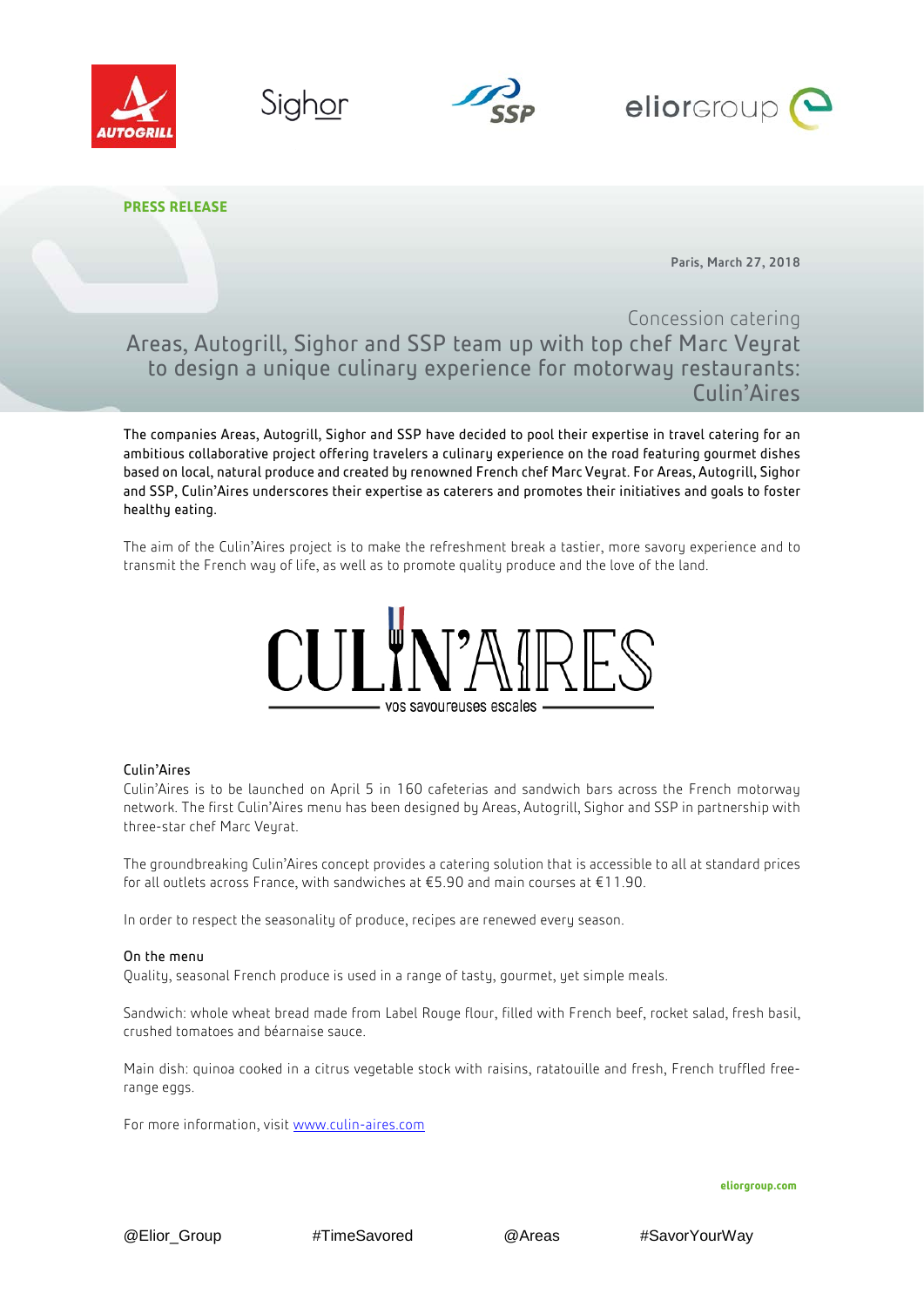**PRESS RELEASE**

**Paris, March 27, 2018**

Concession catering

# Areas, Autogrill, Sighor and SSP team up with top chef Marc Veyrat to design a unique culinary experience for motorway restaurants: Culin'Aires

The companies Areas, Autogrill, Sighor and SSP have decided to pool their expertise in travel catering for an ambitious collaborative project offering travelers a culinary experience on the road featuring gourmet dishes based on local, natural produce and created by renowned French chef Marc Veyrat. For Areas, Autogrill, Sighor and SSP, Culin'Aires underscores their expertise as caterers and promotes their initiatives and goals to foster healthy eating.

The aim of the Culin'Aires project is to make the refreshment break a tastier, more savory experience and to transmit the French way of life, as well as to promote quality produce and the love of the land.

CULIN'AIRES
vos savoureuses escales

## Culin'Aires

Culin'Aires is to be launched on April 5 in 160 cafeterias and sandwich bars across the French motorway network. The first Culin'Aires menu has been designed by Areas, Autogrill, Sighor and SSP in partnership with three-star chef Marc Veyrat.

The groundbreaking Culin'Aires concept provides a catering solution that is accessible to all at standard prices for all outlets across France, with sandwiches at €5.90 and main courses at €11.90.

In order to respect the seasonality of produce, recipes are renewed every season.

## On the menu

Quality, seasonal French produce is used in a range of tasty, gourmet, yet simple meals.

Sandwich: whole wheat bread made from Label Rouge flour, filled with French beef, rocket salad, fresh basil, crushed tomatoes and béarnaise sauce.

Main dish: quinoa cooked in a citrus vegetable stock with raisins, ratatouille and fresh, French truffled free-range eggs.

For more information, visit www.culin-aires.com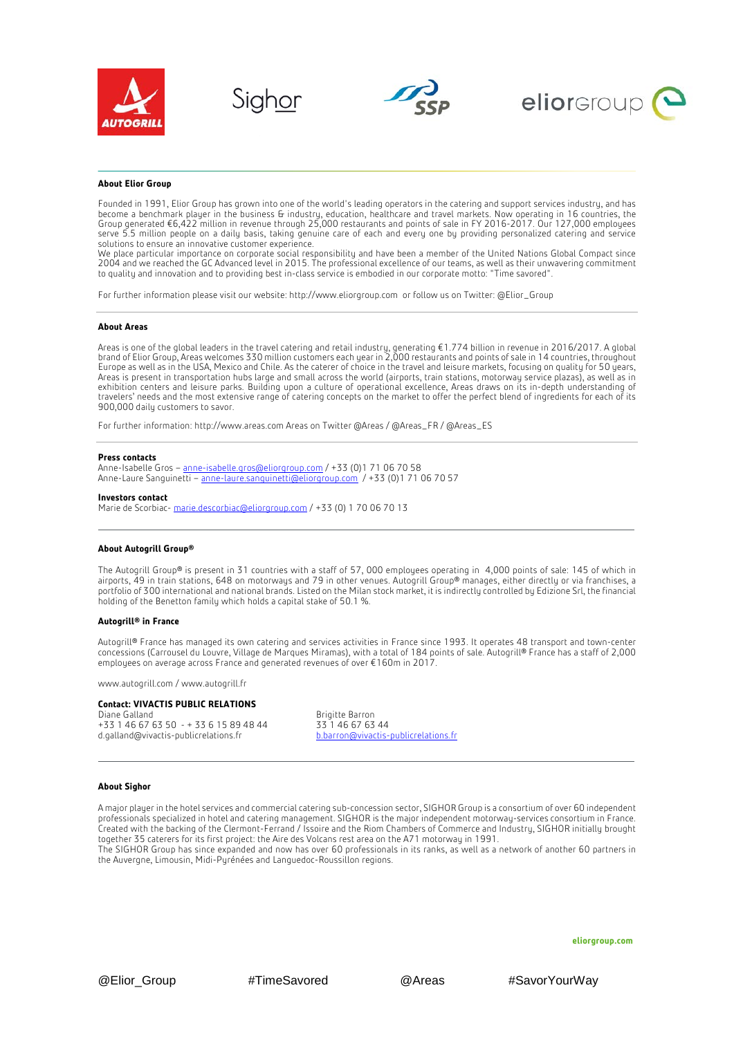### About Elior Group

Founded in 1991, Elior Group has grown into one of the world's leading operators in the catering and support services industry, and has become a benchmark player in the business & industry, education, healthcare and travel markets. Now operating in 16 countries, the Group generated €6,422 million in revenue through 25,000 restaurants and points of sale in FY 2016-2017. Our 127,000 employees serve 5.5 million people on a daily basis, taking genuine care of each and every one by providing personalized catering and service solutions to ensure an innovative customer experience.
We place particular importance on corporate social responsibility and have been a member of the United Nations Global Compact since 2004 and we reached the GC Advanced level in 2015. The professional excellence of our teams, as well as their unwavering commitment to quality and innovation and to providing best in-class service is embodied in our corporate motto: "Time savored".

For further information please visit our website: http://www.eliorgroup.com or follow us on Twitter: @Elior_Group

### About Areas

Areas is one of the global leaders in the travel catering and retail industry, generating €1.774 billion in revenue in 2016/2017. A global brand of Elior Group, Areas welcomes 330 million customers each year in 2,000 restaurants and points of sale in 14 countries, throughout Europe as well as in the USA, Mexico and Chile. As the caterer of choice in the travel and leisure markets, focusing on quality for 50 years, Areas is present in transportation hubs large and small across the world (airports, train stations, motorway service plazas), as well as in exhibition centers and leisure parks. Building upon a culture of operational excellence, Areas draws on its in-depth understanding of travelers' needs and the most extensive range of catering concepts on the market to offer the perfect blend of ingredients for each of its 900,000 daily customers to savor.

For further information: http://www.areas.com Areas on Twitter @Areas / @Areas_FR / @Areas_ES

**Press contacts**
Anne-Isabelle Gros – anne-isabelle.gros@eliorgroup.com / +33 (0)1 71 06 70 58
Anne-Laure Sanguinetti – anne-laure.sanguinetti@eliorgroup.com / +33 (0)1 71 06 70 57

**Investors contact**
Marie de Scorbiac- marie.descorbiac@eliorgroup.com / +33 (0) 1 70 06 70 13

### About Autogrill Group®

The Autogrill Group® is present in 31 countries with a staff of 57, 000 employees operating in 4,000 points of sale: 145 of which in airports, 49 in train stations, 648 on motorways and 79 in other venues. Autogrill Group® manages, either directly or via franchises, a portfolio of 300 international and national brands. Listed on the Milan stock market, it is indirectly controlled by Edizione Srl, the financial holding of the Benetton family which holds a capital stake of 50.1 %.

### Autogrill® in France

Autogrill® France has managed its own catering and services activities in France since 1993. It operates 48 transport and town-center concessions (Carrousel du Louvre, Village de Marques Miramas), with a total of 184 points of sale. Autogrill® France has a staff of 2,000 employees on average across France and generated revenues of over €160m in 2017.

www.autogrill.com / www.autogrill.fr

**Contact: VIVACTIS PUBLIC RELATIONS**

Diane Galland
+33 1 46 67 63 50 - + 33 6 15 89 48 44
d.galland@vivactis-publicrelations.fr

Brigitte Barron
33 1 46 67 63 44
b.barron@vivactis-publicrelations.fr

### About Sighor

A major player in the hotel services and commercial catering sub-concession sector, SIGHOR Group is a consortium of over 60 independent professionals specialized in hotel and catering management. SIGHOR is the major independent motorway-services consortium in France. Created with the backing of the Clermont-Ferrand / Issoire and the Riom Chambers of Commerce and Industry, SIGHOR initially brought together 35 caterers for its first project: the Aire des Volcans rest area on the A71 motorway in 1991.
The SIGHOR Group has since expanded and now has over 60 professionals in its ranks, as well as a network of another 60 partners in the Auvergne, Limousin, Midi-Pyrénées and Languedoc-Roussillon regions.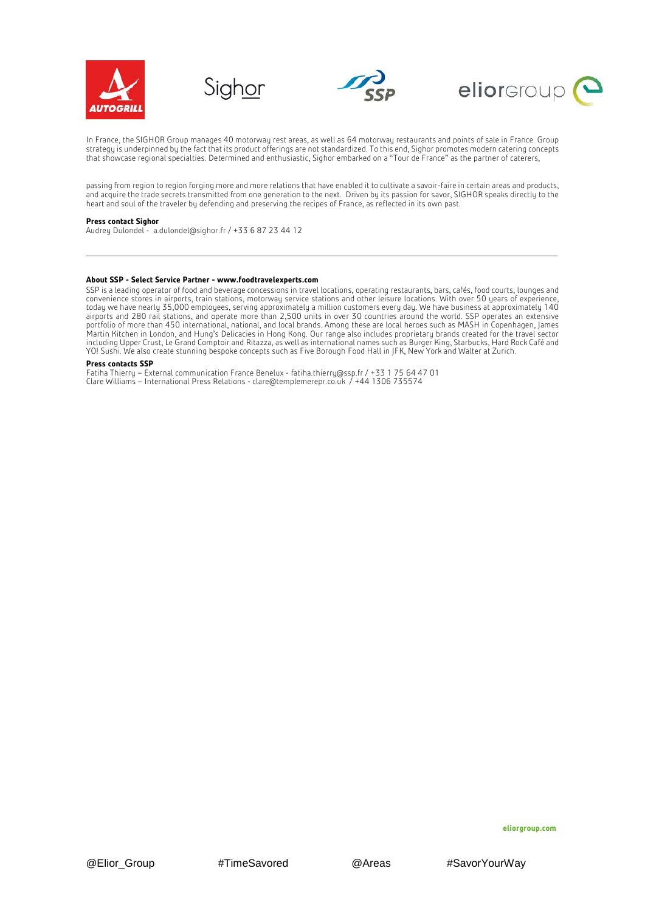In France, the SIGHOR Group manages 40 motorway rest areas, as well as 64 motorway restaurants and points of sale in France. Group strategy is underpinned by the fact that its product offerings are not standardized. To this end, Sighor promotes modern catering concepts that showcase regional specialties. Determined and enthusiastic, Sighor embarked on a "Tour de France" as the partner of caterers,

passing from region to region forging more and more relations that have enabled it to cultivate a savoir-faire in certain areas and products, and acquire the trade secrets transmitted from one generation to the next. Driven by its passion for savor, SIGHOR speaks directly to the heart and soul of the traveler by defending and preserving the recipes of France, as reflected in its own past.

**Press contact Sighor**
Audrey Dulondel - a.dulondel@sighor.fr / +33 6 87 23 44 12

---

**About SSP - Select Service Partner - www.foodtravelexperts.com**
SSP is a leading operator of food and beverage concessions in travel locations, operating restaurants, bars, cafés, food courts, lounges and convenience stores in airports, train stations, motorway service stations and other leisure locations. With over 50 years of experience, today we have nearly 35,000 employees, serving approximately a million customers every day. We have business at approximately 140 airports and 280 rail stations, and operate more than 2,500 units in over 30 countries around the world. SSP operates an extensive portfolio of more than 450 international, national, and local brands. Among these are local heroes such as MASH in Copenhagen, James Martin Kitchen in London, and Hung's Delicacies in Hong Kong. Our range also includes proprietary brands created for the travel sector including Upper Crust, Le Grand Comptoir and Ritazza, as well as international names such as Burger King, Starbucks, Hard Rock Café and YO! Sushi. We also create stunning bespoke concepts such as Five Borough Food Hall in JFK, New York and Walter at Zurich.

**Press contacts SSP**
Fatiha Thierry – External communication France Benelux - fatiha.thierry@ssp.fr / +33 1 75 64 47 01
Clare Williams – International Press Relations - clare@templemerepr.co.uk / +44 1306 735574

eliorgroup.com

@Elior_Group #TimeSavored @Areas #SavorYourWay